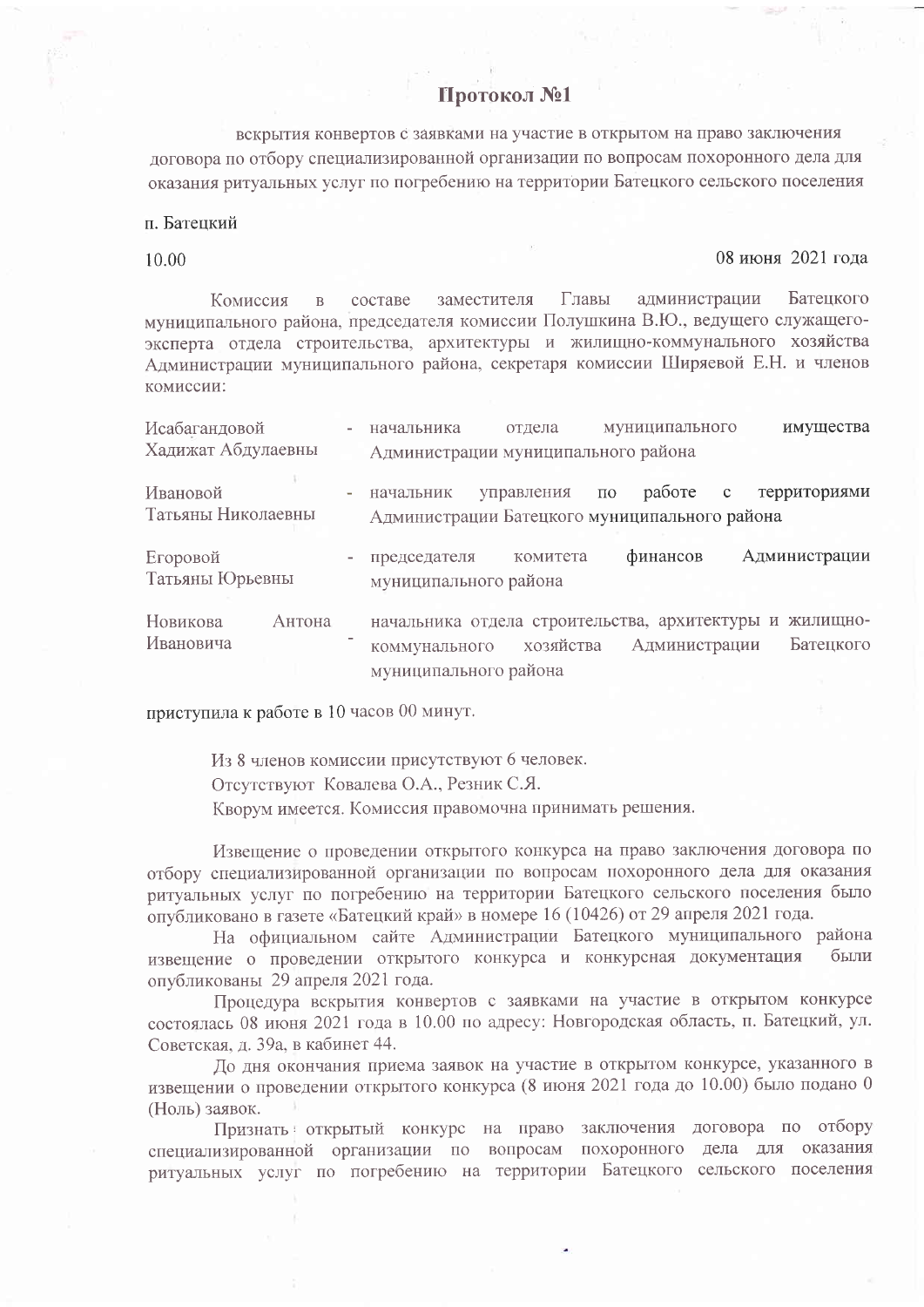# Протокол №1

вскрытия конвертов с заявками на участие в открытом на право заключения договора по отбору специализированной организации по вопросам похоронного дела для оказания ритуальных услуг по погребению на территории Батецкого сельского поселения

п. Батецкий

10.00 08 июня 2021 года

Комиссия в составе заместителя Главы администрации Батецкого муниципального района, председателя комиссии Полушкина В.Ю., ведущего служащего-эксперта отдела строительства, архитектуры и жилищно-коммунального хозяйства Администрации муниципального района, секретаря комиссии Ширяевой Е.Н. и членов комиссии:

| | |
|---|---|
| Исабагандовой Хадижат Абдулаевны | - начальника отдела муниципального имущества Администрации муниципального района |
| Ивановой Татьяны Николаевны | - начальник управления по работе с территориями Администрации Батецкого муниципального района |
| Егоровой Татьяны Юрьевны | - председателя комитета финансов Администрации муниципального района |
| Новикова Антона Ивановича | - начальника отдела строительства, архитектуры и жилищно-коммунального хозяйства Администрации Батецкого муниципального района |

приступила к работе в 10 часов 00 минут.

Из 8 членов комиссии присутствуют 6 человек.
Отсутствуют Ковалева О.А., Резник С.Я.
Кворум имеется. Комиссия правомочна принимать решения.

Извещение о проведении открытого конкурса на право заключения договора по отбору специализированной организации по вопросам похоронного дела для оказания ритуальных услуг по погребению на территории Батецкого сельского поселения было опубликовано в газете «Батецкий край» в номере 16 (10426) от 29 апреля 2021 года.

На официальном сайте Администрации Батецкого муниципального района извещение о проведении открытого конкурса и конкурсная документация были опубликованы 29 апреля 2021 года.

Процедура вскрытия конвертов с заявками на участие в открытом конкурсе состоялась 08 июня 2021 года в 10.00 по адресу: Новгородская область, п. Батецкий, ул. Советская, д. 39а, в кабинет 44.

До дня окончания приема заявок на участие в открытом конкурсе, указанного в извещении о проведении открытого конкурса (8 июня 2021 года до 10.00) было подано 0 (Ноль) заявок.

Признать открытый конкурс на право заключения договора по отбору специализированной организации по вопросам похоронного дела для оказания ритуальных услуг по погребению на территории Батецкого сельского поселения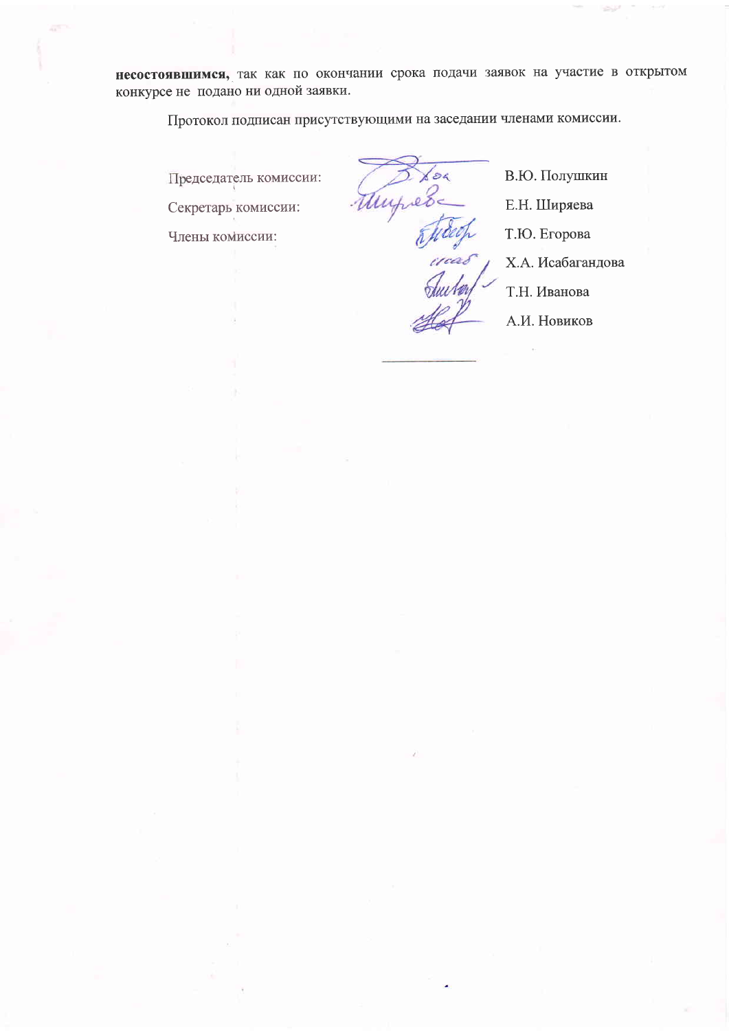**несостоявшимся,** так как по окончании срока подачи заявок на участие в открытом конкурсе не подано ни одной заявки.

Протокол подписан присутствующими на заседании членами комиссии.

| | |
|---|---|
| Председатель комиссии: | В.Ю. Полушкин |
| Секретарь комиссии: | Е.Н. Ширяева |
| Члены комиссии: | Т.Ю. Егорова |
| | Х.А. Исабагандова |
| | Т.Н. Иванова |
| | А.И. Новиков |